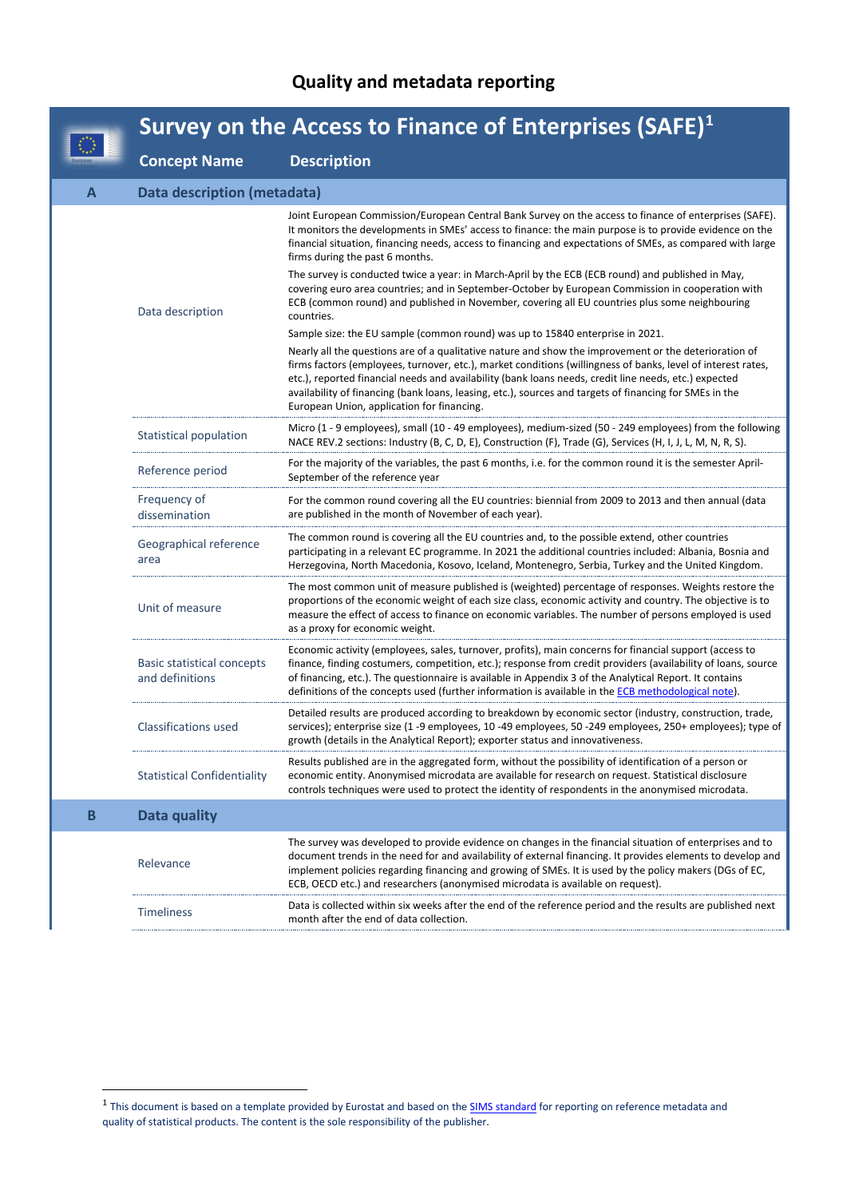# Quality and metadata reporting

## Survey on the Access to Finance of Enterprises (SAFE)[1]

| | Concept Name | Description |
|---|---|---|
| **A** | **Data description (metadata)** | |
| | Data description | Joint European Commission/European Central Bank Survey on the access to finance of enterprises (SAFE). It monitors the developments in SMEs' access to finance: the main purpose is to provide evidence on the financial situation, financing needs, access to financing and expectations of SMEs, as compared with large firms during the past 6 months.<br><br>The survey is conducted twice a year: in March-April by the ECB (ECB round) and published in May, covering euro area countries; and in September-October by European Commission in cooperation with ECB (common round) and published in November, covering all EU countries plus some neighbouring countries.<br><br>Sample size: the EU sample (common round) was up to 15840 enterprise in 2021.<br><br>Nearly all the questions are of a qualitative nature and show the improvement or the deterioration of firms factors (employees, turnover, etc.), market conditions (willingness of banks, level of interest rates, etc.), reported financial needs and availability (bank loans needs, credit line needs, etc.) expected availability of financing (bank loans, leasing, etc.), sources and targets of financing for SMEs in the European Union, application for financing. |
| | Statistical population | Micro (1 - 9 employees), small (10 - 49 employees), medium-sized (50 - 249 employees) from the following NACE REV.2 sections: Industry (B, C, D, E), Construction (F), Trade (G), Services (H, I, J, L, M, N, R, S). |
| | Reference period | For the majority of the variables, the past 6 months, i.e. for the common round it is the semester April-September of the reference year |
| | Frequency of dissemination | For the common round covering all the EU countries: biennial from 2009 to 2013 and then annual (data are published in the month of November of each year). |
| | Geographical reference area | The common round is covering all the EU countries and, to the possible extend, other countries participating in a relevant EC programme. In 2021 the additional countries included: Albania, Bosnia and Herzegovina, North Macedonia, Kosovo, Iceland, Montenegro, Serbia, Turkey and the United Kingdom. |
| | Unit of measure | The most common unit of measure published is (weighted) percentage of responses. Weights restore the proportions of the economic weight of each size class, economic activity and country. The objective is to measure the effect of access to finance on economic variables. The number of persons employed is used as a proxy for economic weight. |
| | Basic statistical concepts and definitions | Economic activity (employees, sales, turnover, profits), main concerns for financial support (access to finance, finding costumers, competition, etc.); response from credit providers (availability of loans, source of financing, etc.). The questionnaire is available in Appendix 3 of the Analytical Report. It contains definitions of the concepts used (further information is available in the ECB methodological note). |
| | Classifications used | Detailed results are produced according to breakdown by economic sector (industry, construction, trade, services); enterprise size (1 -9 employees, 10 -49 employees, 50 -249 employees, 250+ employees); type of growth (details in the Analytical Report); exporter status and innovativeness. |
| | Statistical Confidentiality | Results published are in the aggregated form, without the possibility of identification of a person or economic entity. Anonymised microdata are available for research on request. Statistical disclosure controls techniques were used to protect the identity of respondents in the anonymised microdata. |
| **B** | **Data quality** | |
| | Relevance | The survey was developed to provide evidence on changes in the financial situation of enterprises and to document trends in the need for and availability of external financing. It provides elements to develop and implement policies regarding financing and growing of SMEs. It is used by the policy makers (DGs of EC, ECB, OECD etc.) and researchers (anonymised microdata is available on request). |
| | Timeliness | Data is collected within six weeks after the end of the reference period and the results are published next month after the end of data collection. |

[1] This document is based on a template provided by Eurostat and based on the SIMS standard for reporting on reference metadata and quality of statistical products. The content is the sole responsibility of the publisher.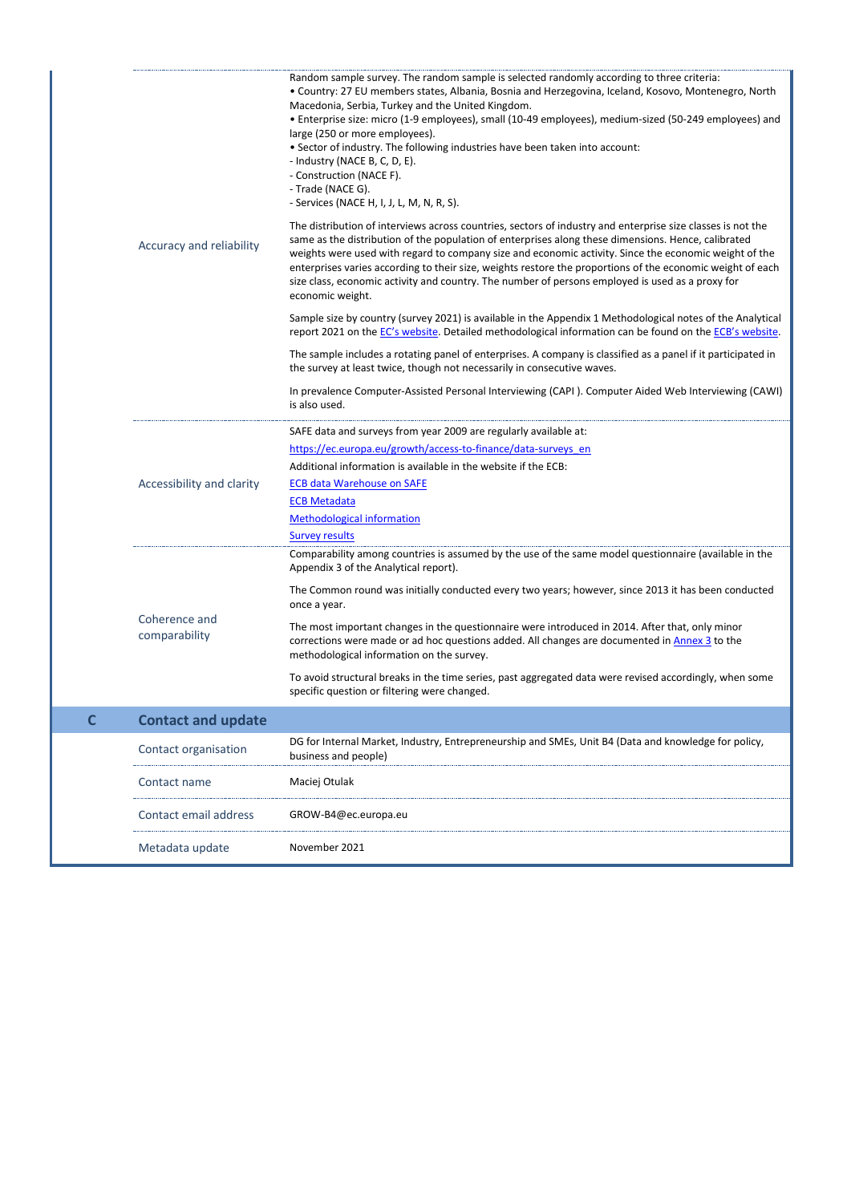| | | |
|---|---|---|
| | Accuracy and reliability | Random sample survey. The random sample is selected randomly according to three criteria:<br>• Country: 27 EU members states, Albania, Bosnia and Herzegovina, Iceland, Kosovo, Montenegro, North Macedonia, Serbia, Turkey and the United Kingdom.<br>• Enterprise size: micro (1-9 employees), small (10-49 employees), medium-sized (50-249 employees) and large (250 or more employees).<br>• Sector of industry. The following industries have been taken into account:<br>- Industry (NACE B, C, D, E).<br>- Construction (NACE F).<br>- Trade (NACE G).<br>- Services (NACE H, I, J, L, M, N, R, S).<br><br>The distribution of interviews across countries, sectors of industry and enterprise size classes is not the same as the distribution of the population of enterprises along these dimensions. Hence, calibrated weights were used with regard to company size and economic activity. Since the economic weight of the enterprises varies according to their size, weights restore the proportions of the economic weight of each size class, economic activity and country. The number of persons employed is used as a proxy for economic weight.<br><br>Sample size by country (survey 2021) is available in the Appendix 1 Methodological notes of the Analytical report 2021 on the EC's website. Detailed methodological information can be found on the ECB's website.<br><br>The sample includes a rotating panel of enterprises. A company is classified as a panel if it participated in the survey at least twice, though not necessarily in consecutive waves.<br><br>In prevalence Computer-Assisted Personal Interviewing (CAPI ). Computer Aided Web Interviewing (CAWI) is also used. |
| | Accessibility and clarity | SAFE data and surveys from year 2009 are regularly available at:<br>https://ec.europa.eu/growth/access-to-finance/data-surveys_en<br>Additional information is available in the website if the ECB:<br>ECB data Warehouse on SAFE<br>ECB Metadata<br>Methodological information<br>Survey results |
| | Coherence and comparability | Comparability among countries is assumed by the use of the same model questionnaire (available in the Appendix 3 of the Analytical report).<br><br>The Common round was initially conducted every two years; however, since 2013 it has been conducted once a year.<br><br>The most important changes in the questionnaire were introduced in 2014. After that, only minor corrections were made or ad hoc questions added. All changes are documented in Annex 3 to the methodological information on the survey.<br><br>To avoid structural breaks in the time series, past aggregated data were revised accordingly, when some specific question or filtering were changed. |
| **C** | **Contact and update** | |
| | Contact organisation | DG for Internal Market, Industry, Entrepreneurship and SMEs, Unit B4 (Data and knowledge for policy, business and people) |
| | Contact name | Maciej Otulak |
| | Contact email address | GROW-B4@ec.europa.eu |
| | Metadata update | November 2021 |